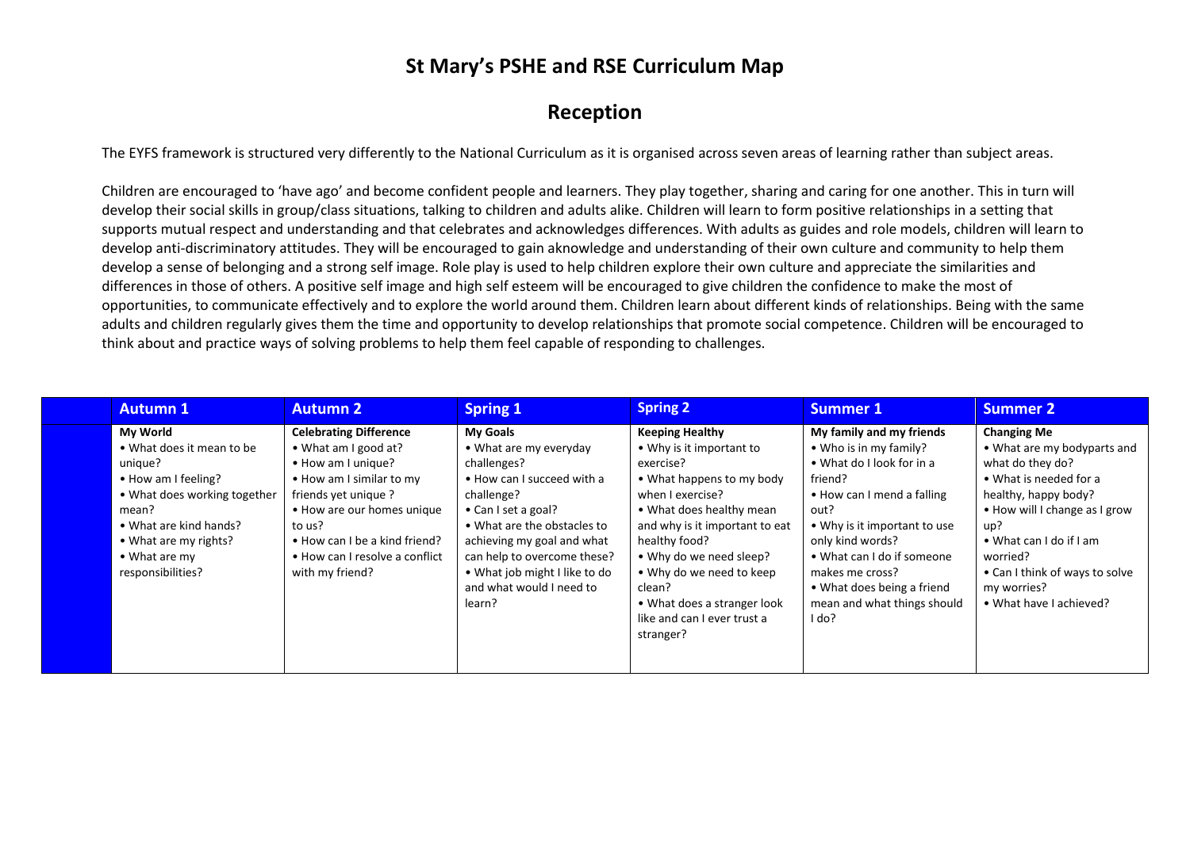# St Mary's PSHE and RSE Curriculum Map

## Reception

The EYFS framework is structured very differently to the National Curriculum as it is organised across seven areas of learning rather than subject areas.

Children are encouraged to 'have ago' and become confident people and learners. They play together, sharing and caring for one another. This in turn will develop their social skills in group/class situations, talking to children and adults alike. Children will learn to form positive relationships in a setting that supports mutual respect and understanding and that celebrates and acknowledges differences. With adults as guides and role models, children will learn to develop anti-discriminatory attitudes. They will be encouraged to gain aknowledge and understanding of their own culture and community to help them develop a sense of belonging and a strong self image. Role play is used to help children explore their own culture and appreciate the similarities and differences in those of others. A positive self image and high self esteem will be encouraged to give children the confidence to make the most of opportunities, to communicate effectively and to explore the world around them. Children learn about different kinds of relationships. Being with the same adults and children regularly gives them the time and opportunity to develop relationships that promote social competence. Children will be encouraged to think about and practice ways of solving problems to help them feel capable of responding to challenges.

| | Autumn 1 | Autumn 2 | Spring 1 | Spring 2 | Summer 1 | Summer 2 |
|---|---|---|---|---|---|---|
| | **My World**<br>• What does it mean to be unique?<br>• How am I feeling?<br>• What does working together mean?<br>• What are kind hands?<br>• What are my rights?<br>• What are my responsibilities? | **Celebrating Difference**<br>• What am I good at?<br>• How am I unique?<br>• How am I similar to my friends yet unique ?<br>• How are our homes unique to us?<br>• How can I be a kind friend?<br>• How can I resolve a conflict with my friend? | **My Goals**<br>• What are my everyday challenges?<br>• How can I succeed with a challenge?<br>• Can I set a goal?<br>• What are the obstacles to achieving my goal and what can help to overcome these?<br>• What job might I like to do and what would I need to learn? | **Keeping Healthy**<br>• Why is it important to exercise?<br>• What happens to my body when I exercise?<br>• What does healthy mean and why is it important to eat healthy food?<br>• Why do we need sleep?<br>• Why do we need to keep clean?<br>• What does a stranger look like and can I ever trust a stranger? | **My family and my friends**<br>• Who is in my family?<br>• What do I look for in a friend?<br>• How can I mend a falling out?<br>• Why is it important to use only kind words?<br>• What can I do if someone makes me cross?<br>• What does being a friend mean and what things should I do? | **Changing Me**<br>• What are my bodyparts and what do they do?<br>• What is needed for a healthy, happy body?<br>• How will I change as I grow up?<br>• What can I do if I am worried?<br>• Can I think of ways to solve my worries?<br>• What have I achieved? |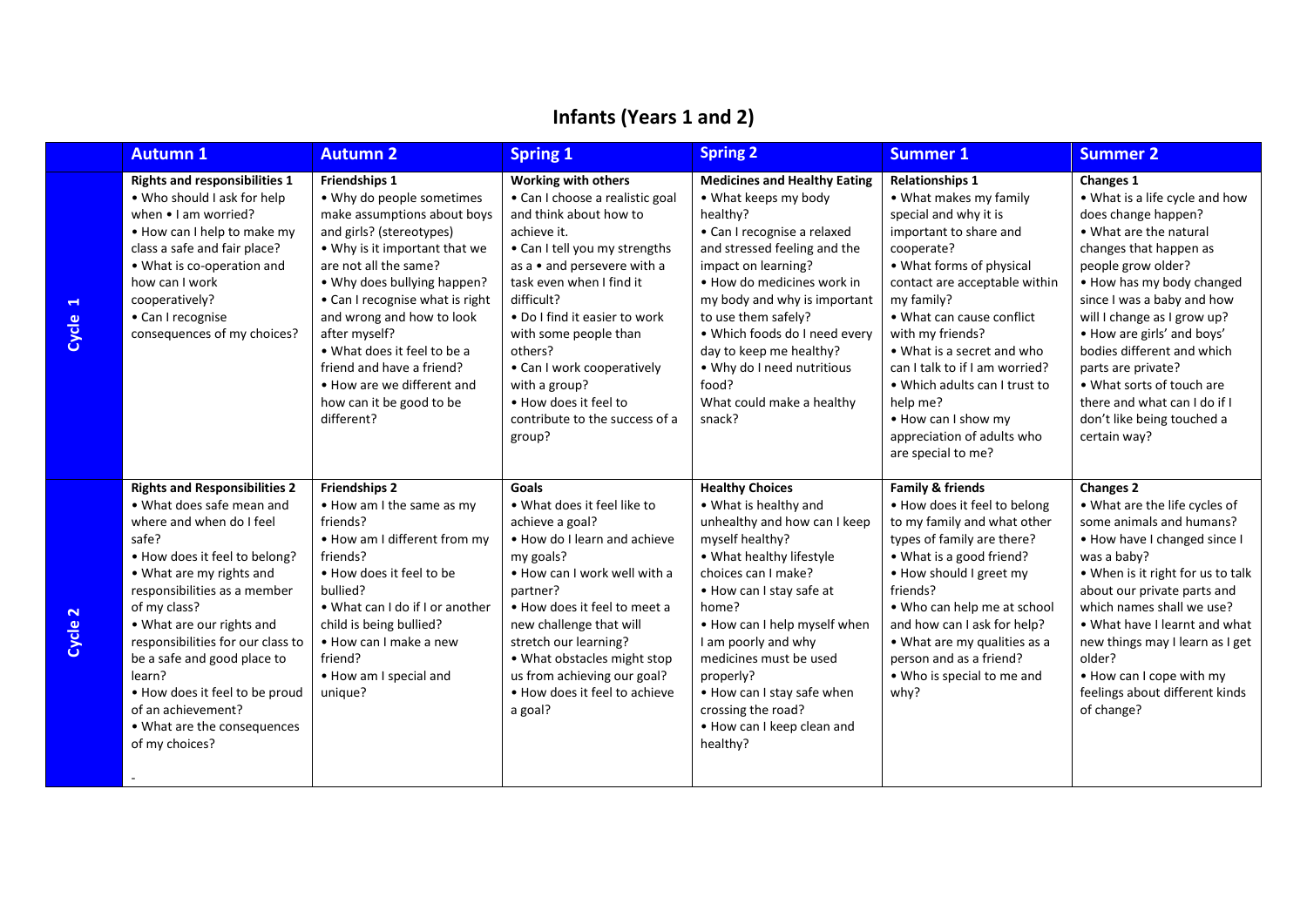# Infants (Years 1 and 2)

| | Autumn 1 | Autumn 2 | Spring 1 | Spring 2 | Summer 1 | Summer 2 |
|---|---|---|---|---|---|---|
| **Cycle 1** | **Rights and responsibilities 1**<br>• Who should I ask for help when • I am worried?<br>• How can I help to make my class a safe and fair place?<br>• What is co-operation and how can I work cooperatively?<br>• Can I recognise consequences of my choices? | **Friendships 1**<br>• Why do people sometimes make assumptions about boys and girls? (stereotypes)<br>• Why is it important that we are not all the same?<br>• Why does bullying happen?<br>• Can I recognise what is right and wrong and how to look after myself?<br>• What does it feel to be a friend and have a friend?<br>• How are we different and how can it be good to be different? | **Working with others**<br>• Can I choose a realistic goal and think about how to achieve it.<br>• Can I tell you my strengths as a • and persevere with a task even when I find it difficult?<br>• Do I find it easier to work with some people than others?<br>• Can I work cooperatively with a group?<br>• How does it feel to contribute to the success of a group? | **Medicines and Healthy Eating**<br>• What keeps my body healthy?<br>• Can I recognise a relaxed and stressed feeling and the impact on learning?<br>• How do medicines work in my body and why is important to use them safely?<br>• Which foods do I need every day to keep me healthy?<br>• Why do I need nutritious food?<br>What could make a healthy snack? | **Relationships 1**<br>• What makes my family special and why it is important to share and cooperate?<br>• What forms of physical contact are acceptable within my family?<br>• What can cause conflict with my friends?<br>• What is a secret and who can I talk to if I am worried?<br>• Which adults can I trust to help me?<br>• How can I show my appreciation of adults who are special to me? | **Changes 1**<br>• What is a life cycle and how does change happen?<br>• What are the natural changes that happen as people grow older?<br>• How has my body changed since I was a baby and how will I change as I grow up?<br>• How are girls' and boys' bodies different and which parts are private?<br>• What sorts of touch are there and what can I do if I don't like being touched a certain way? |
| **Cycle 2** | **Rights and Responsibilities 2**<br>• What does safe mean and where and when do I feel safe?<br>• How does it feel to belong?<br>• What are my rights and responsibilities as a member of my class?<br>• What are our rights and responsibilities for our class to be a safe and good place to learn?<br>• How does it feel to be proud of an achievement?<br>• What are the consequences of my choices?<br>- | **Friendships 2**<br>• How am I the same as my friends?<br>• How am I different from my friends?<br>• How does it feel to be bullied?<br>• What can I do if I or another child is being bullied?<br>• How can I make a new friend?<br>• How am I special and unique? | **Goals**<br>• What does it feel like to achieve a goal?<br>• How do I learn and achieve my goals?<br>• How can I work well with a partner?<br>• How does it feel to meet a new challenge that will stretch our learning?<br>• What obstacles might stop us from achieving our goal?<br>• How does it feel to achieve a goal? | **Healthy Choices**<br>• What is healthy and unhealthy and how can I keep myself healthy?<br>• What healthy lifestyle choices can I make?<br>• How can I stay safe at home?<br>• How can I help myself when I am poorly and why medicines must be used properly?<br>• How can I stay safe when crossing the road?<br>• How can I keep clean and healthy? | **Family & friends**<br>• How does it feel to belong to my family and what other types of family are there?<br>• What is a good friend?<br>• How should I greet my friends?<br>• Who can help me at school and how can I ask for help?<br>• What are my qualities as a person and as a friend?<br>• Who is special to me and why? | **Changes 2**<br>• What are the life cycles of some animals and humans?<br>• How have I changed since I was a baby?<br>• When is it right for us to talk about our private parts and which names shall we use?<br>• What have I learnt and what new things may I learn as I get older?<br>• How can I cope with my feelings about different kinds of change? |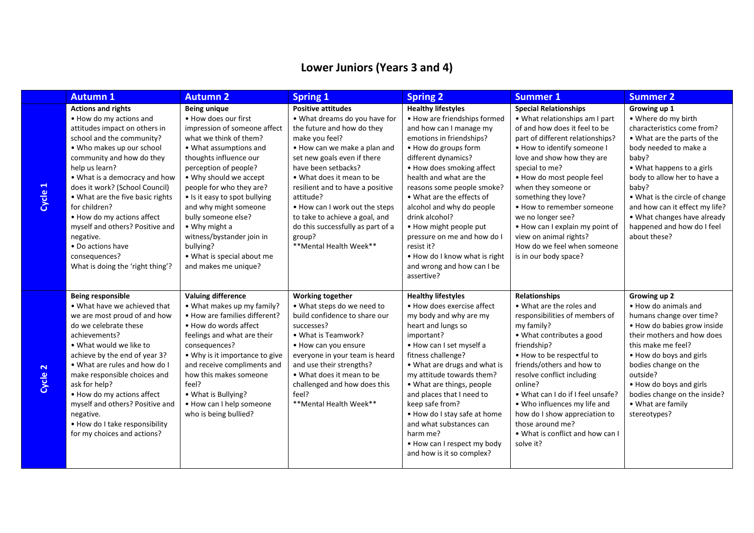# Lower Juniors (Years 3 and 4)

| | Autumn 1 | Autumn 2 | Spring 1 | Spring 2 | Summer 1 | Summer 2 |
|---|---|---|---|---|---|---|
| Cycle 1 | **Actions and rights**<br>• How do my actions and attitudes impact on others in school and the community?<br>• Who makes up our school community and how do they help us learn?<br>• What is a democracy and how does it work? (School Council)<br>• What are the five basic rights for children?<br>• How do my actions affect myself and others? Positive and negative.<br>• Do actions have consequences?<br>What is doing the 'right thing'? | **Being unique**<br>• How does our first impression of someone affect what we think of them?<br>• What assumptions and thoughts influence our perception of people?<br>• Why should we accept people for who they are?<br>• Is it easy to spot bullying and why might someone bully someone else?<br>• Why might a witness/bystander join in bullying?<br>• What is special about me and makes me unique? | **Positive attitudes**<br>• What dreams do you have for the future and how do they make you feel?<br>• How can we make a plan and set new goals even if there have been setbacks?<br>• What does it mean to be resilient and to have a positive attitude?<br>• How can I work out the steps to take to achieve a goal, and do this successfully as part of a group?<br>**Mental Health Week** | **Healthy lifestyles**<br>• How are friendships formed and how can I manage my emotions in friendships?<br>• How do groups form different dynamics?<br>• How does smoking affect health and what are the reasons some people smoke?<br>• What are the effects of alcohol and why do people drink alcohol?<br>• How might people put pressure on me and how do I resist it?<br>• How do I know what is right and wrong and how can I be assertive? | **Special Relationships**<br>• What relationships am I part of and how does it feel to be part of different relationships?<br>• How to identify someone I love and show how they are special to me?<br>• How do most people feel when they someone or something they love?<br>• How to remember someone we no longer see?<br>• How can I explain my point of view on animal rights?<br>How do we feel when someone is in our body space? | **Growing up 1**<br>• Where do my birth characteristics come from?<br>• What are the parts of the body needed to make a baby?<br>• What happens to a girls body to allow her to have a baby?<br>• What is the circle of change and how can it effect my life?<br>• What changes have already happened and how do I feel about these? |
| Cycle 2 | **Being responsible**<br>• What have we achieved that we are most proud of and how do we celebrate these achievements?<br>• What would we like to achieve by the end of year 3?<br>• What are rules and how do I make responsible choices and ask for help?<br>• How do my actions affect myself and others? Positive and negative.<br>• How do I take responsibility for my choices and actions? | **Valuing difference**<br>• What makes up my family?<br>• How are families different?<br>• How do words affect feelings and what are their consequences?<br>• Why is it importance to give and receive compliments and how this makes someone feel?<br>• What is Bullying?<br>• How can I help someone who is being bullied? | **Working together**<br>• What steps do we need to build confidence to share our successes?<br>• What is Teamwork?<br>• How can you ensure everyone in your team is heard and use their strengths?<br>• What does it mean to be challenged and how does this feel?<br>**Mental Health Week** | **Healthy lifestyles**<br>• How does exercise affect my body and why are my heart and lungs so important?<br>• How can I set myself a fitness challenge?<br>• What are drugs and what is my attitude towards them?<br>• What are things, people and places that I need to keep safe from?<br>• How do I stay safe at home and what substances can harm me?<br>• How can I respect my body and how is it so complex? | **Relationships**<br>• What are the roles and responsibilities of members of my family?<br>• What contributes a good friendship?<br>• How to be respectful to friends/others and how to resolve conflict including online?<br>• What can I do if I feel unsafe?<br>• Who influences my life and how do I show appreciation to those around me?<br>• What is conflict and how can I solve it? | **Growing up 2**<br>• How do animals and humans change over time?<br>• How do babies grow inside their mothers and how does this make me feel?<br>• How do boys and girls bodies change on the outside?<br>• How do boys and girls bodies change on the inside?<br>• What are family stereotypes? |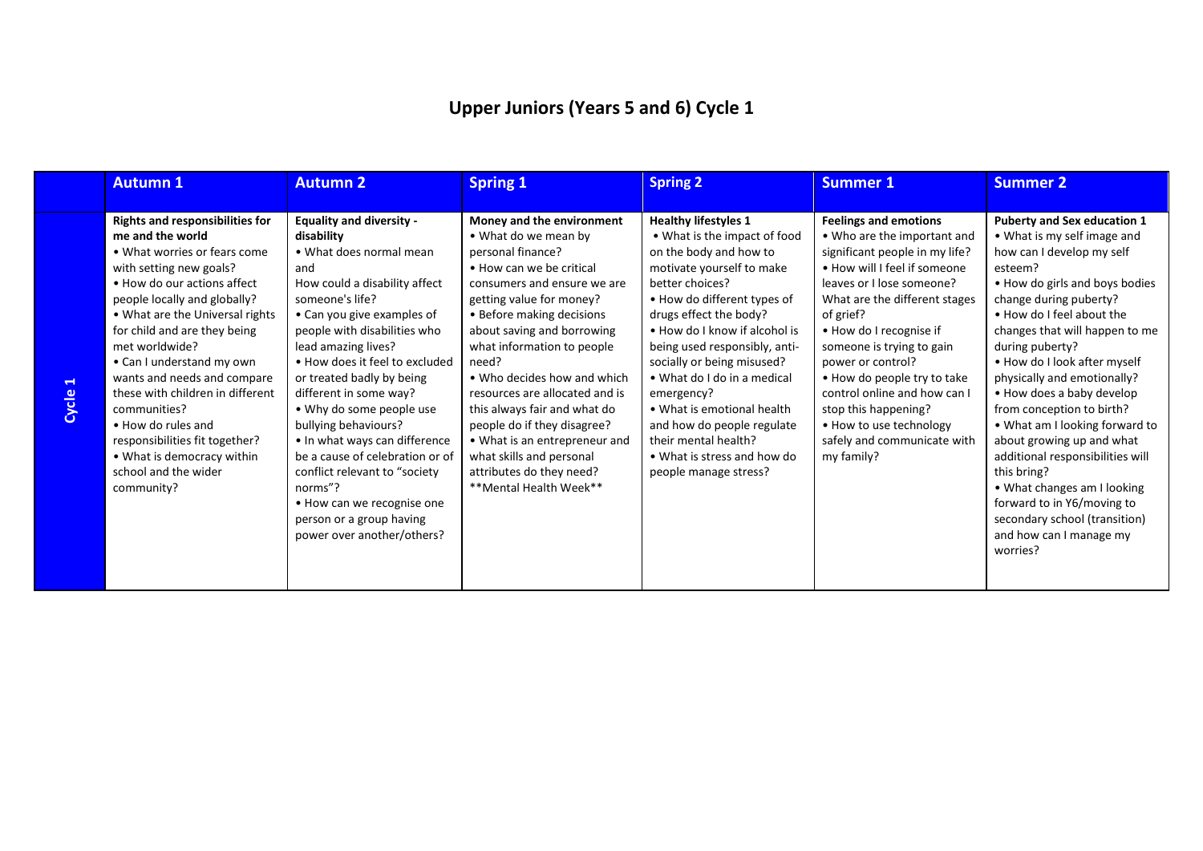# Upper Juniors (Years 5 and 6) Cycle 1

| | Autumn 1 | Autumn 2 | Spring 1 | Spring 2 | Summer 1 | Summer 2 |
|---|---|---|---|---|---|---|
| Cycle 1 | **Rights and responsibilities for me and the world**<br>• What worries or fears come with setting new goals?<br>• How do our actions affect people locally and globally?<br>• What are the Universal rights for child and are they being met worldwide?<br>• Can I understand my own wants and needs and compare these with children in different communities?<br>• How do rules and responsibilities fit together?<br>• What is democracy within school and the wider community? | **Equality and diversity - disability**<br>• What does normal mean and<br>How could a disability affect someone's life?<br>• Can you give examples of people with disabilities who lead amazing lives?<br>• How does it feel to excluded or treated badly by being different in some way?<br>• Why do some people use bullying behaviours?<br>• In what ways can difference be a cause of celebration or of conflict relevant to "society norms"?<br>• How can we recognise one person or a group having power over another/others? | **Money and the environment**<br>• What do we mean by personal finance?<br>• How can we be critical consumers and ensure we are getting value for money?<br>• Before making decisions about saving and borrowing what information to people need?<br>• Who decides how and which resources are allocated and is this always fair and what do people do if they disagree?<br>• What is an entrepreneur and what skills and personal attributes do they need?<br>**Mental Health Week** | **Healthy lifestyles 1**<br>• What is the impact of food on the body and how to motivate yourself to make better choices?<br>• How do different types of drugs effect the body?<br>• How do I know if alcohol is being used responsibly, anti-socially or being misused?<br>• What do I do in a medical emergency?<br>• What is emotional health and how do people regulate their mental health?<br>• What is stress and how do people manage stress? | **Feelings and emotions**<br>• Who are the important and significant people in my life?<br>• How will I feel if someone leaves or I lose someone? What are the different stages of grief?<br>• How do I recognise if someone is trying to gain power or control?<br>• How do people try to take control online and how can I stop this happening?<br>• How to use technology safely and communicate with my family? | **Puberty and Sex education 1**<br>• What is my self image and how can I develop my self esteem?<br>• How do girls and boys bodies change during puberty?<br>• How do I feel about the changes that will happen to me during puberty?<br>• How do I look after myself physically and emotionally?<br>• How does a baby develop from conception to birth?<br>• What am I looking forward to about growing up and what additional responsibilities will this bring?<br>• What changes am I looking forward to in Y6/moving to secondary school (transition) and how can I manage my worries? |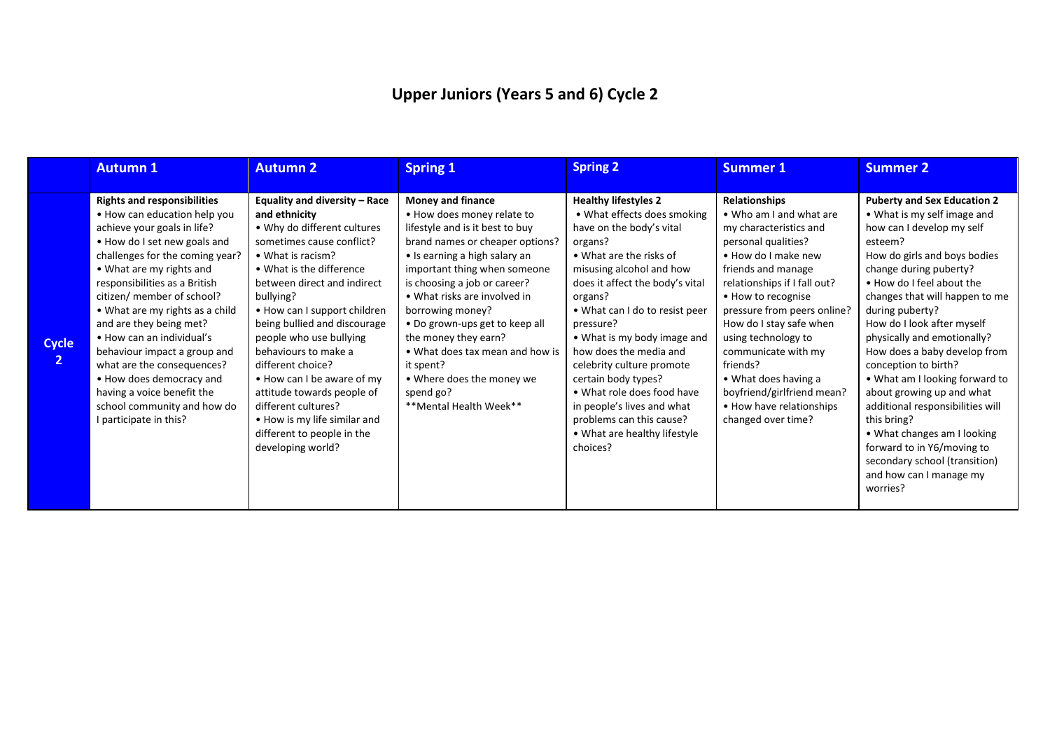# Upper Juniors (Years 5 and 6) Cycle 2

| | Autumn 1 | Autumn 2 | Spring 1 | Spring 2 | Summer 1 | Summer 2 |
|---|---|---|---|---|---|---|
| **Cycle 2** | **Rights and responsibilities**<br>• How can education help you achieve your goals in life?<br>• How do I set new goals and challenges for the coming year?<br>• What are my rights and responsibilities as a British citizen/ member of school?<br>• What are my rights as a child and are they being met?<br>• How can an individual's behaviour impact a group and what are the consequences?<br>• How does democracy and having a voice benefit the school community and how do I participate in this? | **Equality and diversity – Race and ethnicity**<br>• Why do different cultures sometimes cause conflict?<br>• What is racism?<br>• What is the difference between direct and indirect bullying?<br>• How can I support children being bullied and discourage people who use bullying behaviours to make a different choice?<br>• How can I be aware of my attitude towards people of different cultures?<br>• How is my life similar and different to people in the developing world? | **Money and finance**<br>• How does money relate to lifestyle and is it best to buy brand names or cheaper options?<br>• Is earning a high salary an important thing when someone is choosing a job or career?<br>• What risks are involved in borrowing money?<br>• Do grown-ups get to keep all the money they earn?<br>• What does tax mean and how is it spent?<br>• Where does the money we spend go?<br>**Mental Health Week** | **Healthy lifestyles 2**<br>• What effects does smoking have on the body's vital organs?<br>• What are the risks of misusing alcohol and how does it affect the body's vital organs?<br>• What can I do to resist peer pressure?<br>• What is my body image and how does the media and celebrity culture promote certain body types?<br>• What role does food have in people's lives and what problems can this cause?<br>• What are healthy lifestyle choices? | **Relationships**<br>• Who am I and what are my characteristics and personal qualities?<br>• How do I make new friends and manage relationships if I fall out?<br>• How to recognise pressure from peers online? How do I stay safe when using technology to communicate with my friends?<br>• What does having a boyfriend/girlfriend mean?<br>• How have relationships changed over time? | **Puberty and Sex Education 2**<br>• What is my self image and how can I develop my self esteem?<br>How do girls and boys bodies change during puberty?<br>• How do I feel about the changes that will happen to me during puberty?<br>How do I look after myself physically and emotionally?<br>How does a baby develop from conception to birth?<br>• What am I looking forward to about growing up and what additional responsibilities will this bring?<br>• What changes am I looking forward to in Y6/moving to secondary school (transition) and how can I manage my worries? |